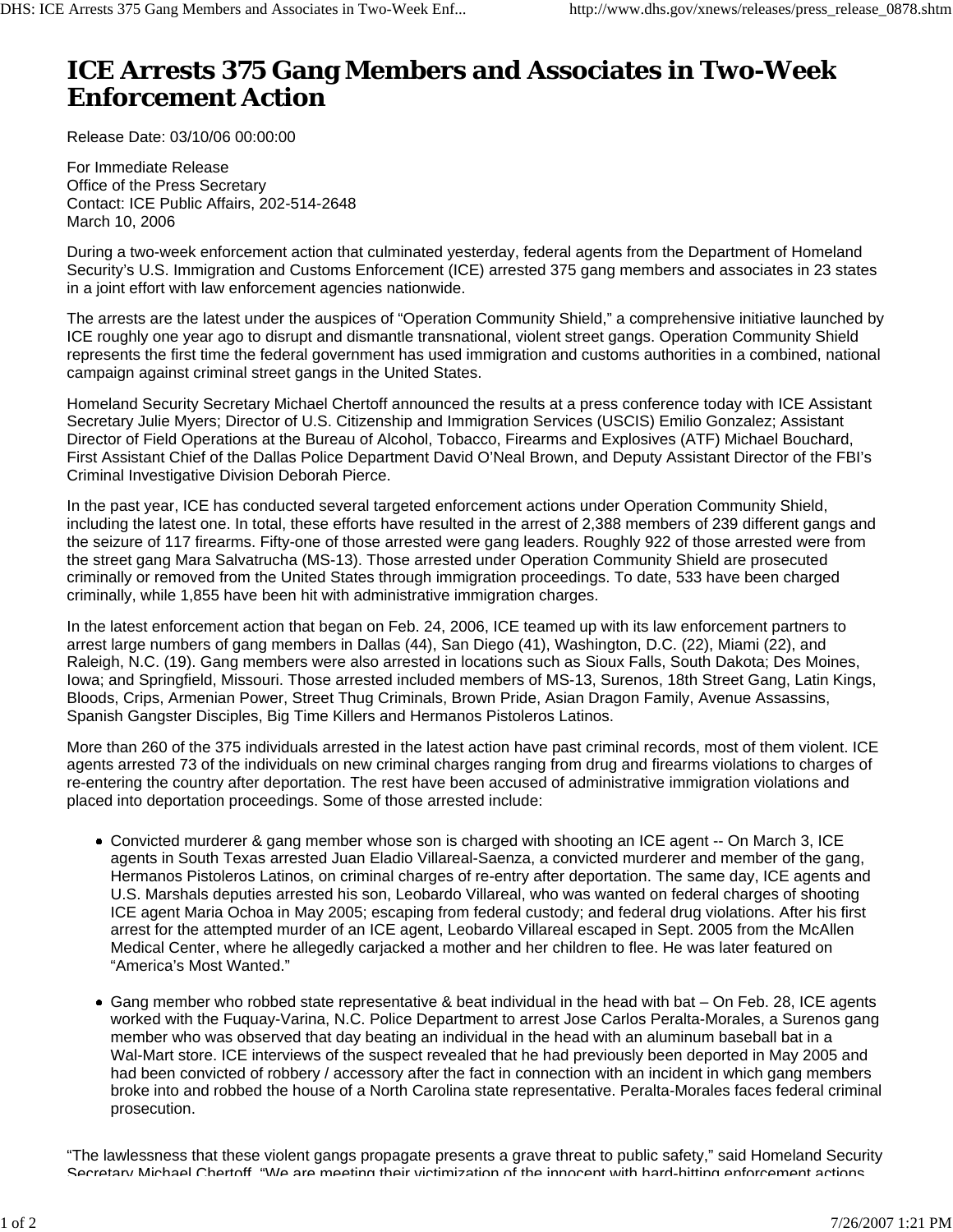# ICE Arrests 375 Gang Members and Associates in Two-Week Enforcement Action

Release Date: 03/10/06 00:00:00

For Immediate Release
Office of the Press Secretary
Contact: ICE Public Affairs, 202-514-2648
March 10, 2006

During a two-week enforcement action that culminated yesterday, federal agents from the Department of Homeland Security's U.S. Immigration and Customs Enforcement (ICE) arrested 375 gang members and associates in 23 states in a joint effort with law enforcement agencies nationwide.

The arrests are the latest under the auspices of "Operation Community Shield," a comprehensive initiative launched by ICE roughly one year ago to disrupt and dismantle transnational, violent street gangs. Operation Community Shield represents the first time the federal government has used immigration and customs authorities in a combined, national campaign against criminal street gangs in the United States.

Homeland Security Secretary Michael Chertoff announced the results at a press conference today with ICE Assistant Secretary Julie Myers; Director of U.S. Citizenship and Immigration Services (USCIS) Emilio Gonzalez; Assistant Director of Field Operations at the Bureau of Alcohol, Tobacco, Firearms and Explosives (ATF) Michael Bouchard, First Assistant Chief of the Dallas Police Department David O'Neal Brown, and Deputy Assistant Director of the FBI's Criminal Investigative Division Deborah Pierce.

In the past year, ICE has conducted several targeted enforcement actions under Operation Community Shield, including the latest one. In total, these efforts have resulted in the arrest of 2,388 members of 239 different gangs and the seizure of 117 firearms. Fifty-one of those arrested were gang leaders. Roughly 922 of those arrested were from the street gang Mara Salvatrucha (MS-13). Those arrested under Operation Community Shield are prosecuted criminally or removed from the United States through immigration proceedings. To date, 533 have been charged criminally, while 1,855 have been hit with administrative immigration charges.

In the latest enforcement action that began on Feb. 24, 2006, ICE teamed up with its law enforcement partners to arrest large numbers of gang members in Dallas (44), San Diego (41), Washington, D.C. (22), Miami (22), and Raleigh, N.C. (19). Gang members were also arrested in locations such as Sioux Falls, South Dakota; Des Moines, Iowa; and Springfield, Missouri. Those arrested included members of MS-13, Surenos, 18th Street Gang, Latin Kings, Bloods, Crips, Armenian Power, Street Thug Criminals, Brown Pride, Asian Dragon Family, Avenue Assassins, Spanish Gangster Disciples, Big Time Killers and Hermanos Pistoleros Latinos.

More than 260 of the 375 individuals arrested in the latest action have past criminal records, most of them violent. ICE agents arrested 73 of the individuals on new criminal charges ranging from drug and firearms violations to charges of re-entering the country after deportation. The rest have been accused of administrative immigration violations and placed into deportation proceedings. Some of those arrested include:

- Convicted murderer & gang member whose son is charged with shooting an ICE agent -- On March 3, ICE agents in South Texas arrested Juan Eladio Villareal-Saenza, a convicted murderer and member of the gang, Hermanos Pistoleros Latinos, on criminal charges of re-entry after deportation. The same day, ICE agents and U.S. Marshals deputies arrested his son, Leobardo Villareal, who was wanted on federal charges of shooting ICE agent Maria Ochoa in May 2005; escaping from federal custody; and federal drug violations. After his first arrest for the attempted murder of an ICE agent, Leobardo Villareal escaped in Sept. 2005 from the McAllen Medical Center, where he allegedly carjacked a mother and her children to flee. He was later featured on "America's Most Wanted."

- Gang member who robbed state representative & beat individual in the head with bat – On Feb. 28, ICE agents worked with the Fuquay-Varina, N.C. Police Department to arrest Jose Carlos Peralta-Morales, a Surenos gang member who was observed that day beating an individual in the head with an aluminum baseball bat in a Wal-Mart store. ICE interviews of the suspect revealed that he had previously been deported in May 2005 and had been convicted of robbery / accessory after the fact in connection with an incident in which gang members broke into and robbed the house of a North Carolina state representative. Peralta-Morales faces federal criminal prosecution.

"The lawlessness that these violent gangs propagate presents a grave threat to public safety," said Homeland Security Secretary Michael Chertoff. "We are meeting their victimization of the innocent with hard-hitting enforcement actions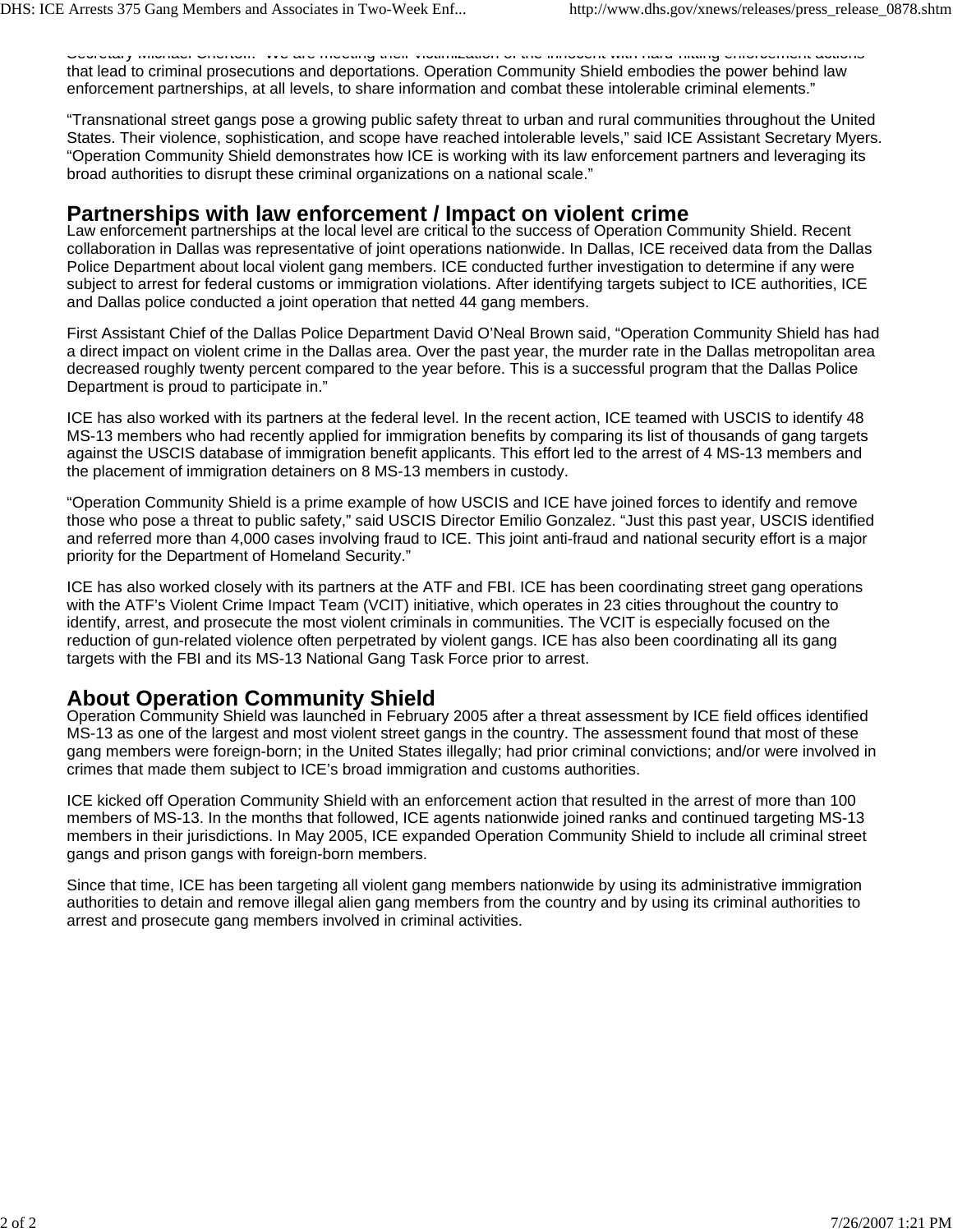Secretary Michael Chertoff. "We are meeting their victimization of the innocent with hard-hitting enforcement actions that lead to criminal prosecutions and deportations. Operation Community Shield embodies the power behind law enforcement partnerships, at all levels, to share information and combat these intolerable criminal elements."

"Transnational street gangs pose a growing public safety threat to urban and rural communities throughout the United States. Their violence, sophistication, and scope have reached intolerable levels," said ICE Assistant Secretary Myers. "Operation Community Shield demonstrates how ICE is working with its law enforcement partners and leveraging its broad authorities to disrupt these criminal organizations on a national scale."

## Partnerships with law enforcement / Impact on violent crime

Law enforcement partnerships at the local level are critical to the success of Operation Community Shield. Recent collaboration in Dallas was representative of joint operations nationwide. In Dallas, ICE received data from the Dallas Police Department about local violent gang members. ICE conducted further investigation to determine if any were subject to arrest for federal customs or immigration violations. After identifying targets subject to ICE authorities, ICE and Dallas police conducted a joint operation that netted 44 gang members.

First Assistant Chief of the Dallas Police Department David O'Neal Brown said, "Operation Community Shield has had a direct impact on violent crime in the Dallas area. Over the past year, the murder rate in the Dallas metropolitan area decreased roughly twenty percent compared to the year before. This is a successful program that the Dallas Police Department is proud to participate in."

ICE has also worked with its partners at the federal level. In the recent action, ICE teamed with USCIS to identify 48 MS-13 members who had recently applied for immigration benefits by comparing its list of thousands of gang targets against the USCIS database of immigration benefit applicants. This effort led to the arrest of 4 MS-13 members and the placement of immigration detainers on 8 MS-13 members in custody.

"Operation Community Shield is a prime example of how USCIS and ICE have joined forces to identify and remove those who pose a threat to public safety," said USCIS Director Emilio Gonzalez. "Just this past year, USCIS identified and referred more than 4,000 cases involving fraud to ICE. This joint anti-fraud and national security effort is a major priority for the Department of Homeland Security."

ICE has also worked closely with its partners at the ATF and FBI. ICE has been coordinating street gang operations with the ATF's Violent Crime Impact Team (VCIT) initiative, which operates in 23 cities throughout the country to identify, arrest, and prosecute the most violent criminals in communities. The VCIT is especially focused on the reduction of gun-related violence often perpetrated by violent gangs. ICE has also been coordinating all its gang targets with the FBI and its MS-13 National Gang Task Force prior to arrest.

## About Operation Community Shield

Operation Community Shield was launched in February 2005 after a threat assessment by ICE field offices identified MS-13 as one of the largest and most violent street gangs in the country. The assessment found that most of these gang members were foreign-born; in the United States illegally; had prior criminal convictions; and/or were involved in crimes that made them subject to ICE's broad immigration and customs authorities.

ICE kicked off Operation Community Shield with an enforcement action that resulted in the arrest of more than 100 members of MS-13. In the months that followed, ICE agents nationwide joined ranks and continued targeting MS-13 members in their jurisdictions. In May 2005, ICE expanded Operation Community Shield to include all criminal street gangs and prison gangs with foreign-born members.

Since that time, ICE has been targeting all violent gang members nationwide by using its administrative immigration authorities to detain and remove illegal alien gang members from the country and by using its criminal authorities to arrest and prosecute gang members involved in criminal activities.